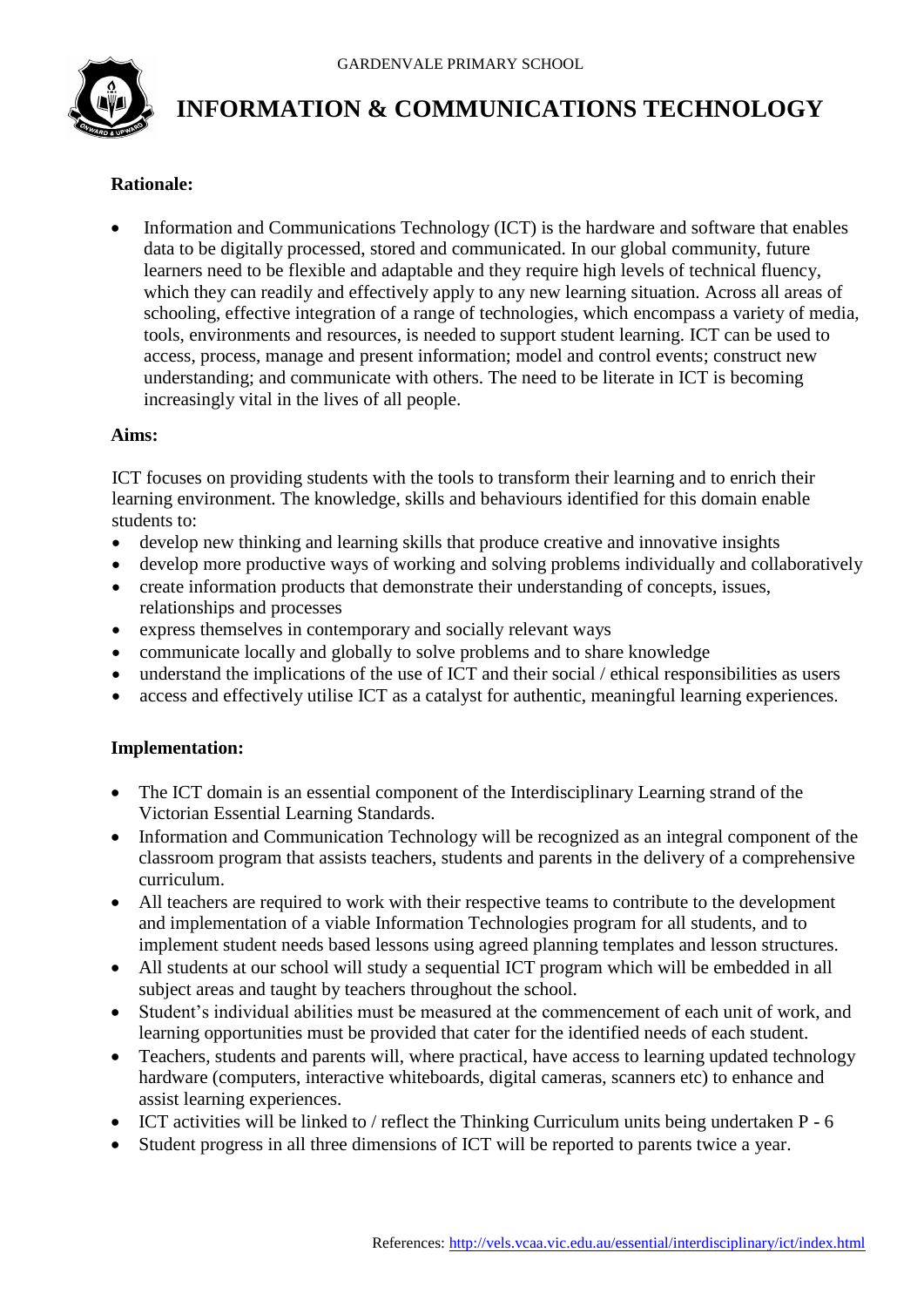GARDENVALE PRIMARY SCHOOL

# INFORMATION & COMMUNICATIONS TECHNOLOGY

**Rationale:**

- Information and Communications Technology (ICT) is the hardware and software that enables data to be digitally processed, stored and communicated. In our global community, future learners need to be flexible and adaptable and they require high levels of technical fluency, which they can readily and effectively apply to any new learning situation. Across all areas of schooling, effective integration of a range of technologies, which encompass a variety of media, tools, environments and resources, is needed to support student learning. ICT can be used to access, process, manage and present information; model and control events; construct new understanding; and communicate with others. The need to be literate in ICT is becoming increasingly vital in the lives of all people.

**Aims:**

ICT focuses on providing students with the tools to transform their learning and to enrich their learning environment. The knowledge, skills and behaviours identified for this domain enable students to:

- develop new thinking and learning skills that produce creative and innovative insights
- develop more productive ways of working and solving problems individually and collaboratively
- create information products that demonstrate their understanding of concepts, issues, relationships and processes
- express themselves in contemporary and socially relevant ways
- communicate locally and globally to solve problems and to share knowledge
- understand the implications of the use of ICT and their social / ethical responsibilities as users
- access and effectively utilise ICT as a catalyst for authentic, meaningful learning experiences.

**Implementation:**

- The ICT domain is an essential component of the Interdisciplinary Learning strand of the Victorian Essential Learning Standards.
- Information and Communication Technology will be recognized as an integral component of the classroom program that assists teachers, students and parents in the delivery of a comprehensive curriculum.
- All teachers are required to work with their respective teams to contribute to the development and implementation of a viable Information Technologies program for all students, and to implement student needs based lessons using agreed planning templates and lesson structures.
- All students at our school will study a sequential ICT program which will be embedded in all subject areas and taught by teachers throughout the school.
- Student's individual abilities must be measured at the commencement of each unit of work, and learning opportunities must be provided that cater for the identified needs of each student.
- Teachers, students and parents will, where practical, have access to learning updated technology hardware (computers, interactive whiteboards, digital cameras, scanners etc) to enhance and assist learning experiences.
- ICT activities will be linked to / reflect the Thinking Curriculum units being undertaken P - 6
- Student progress in all three dimensions of ICT will be reported to parents twice a year.

References: http://vels.vcaa.vic.edu.au/essential/interdisciplinary/ict/index.html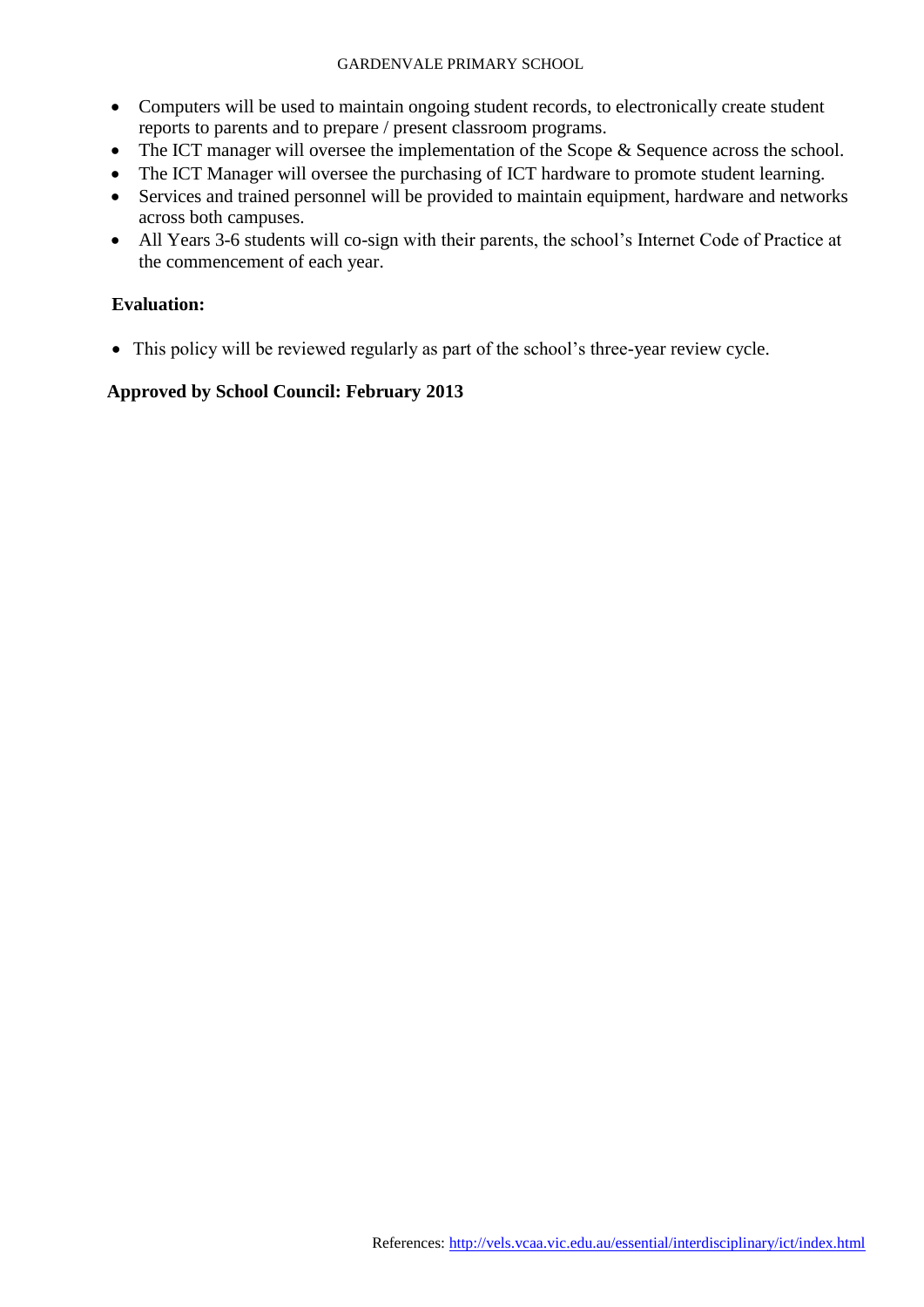- Computers will be used to maintain ongoing student records, to electronically create student reports to parents and to prepare / present classroom programs.
- The ICT manager will oversee the implementation of the Scope & Sequence across the school.
- The ICT Manager will oversee the purchasing of ICT hardware to promote student learning.
- Services and trained personnel will be provided to maintain equipment, hardware and networks across both campuses.
- All Years 3-6 students will co-sign with their parents, the school's Internet Code of Practice at the commencement of each year.

**Evaluation:**

- This policy will be reviewed regularly as part of the school's three-year review cycle.

**Approved by School Council: February 2013**

References: http://vels.vcaa.vic.edu.au/essential/interdisciplinary/ict/index.html